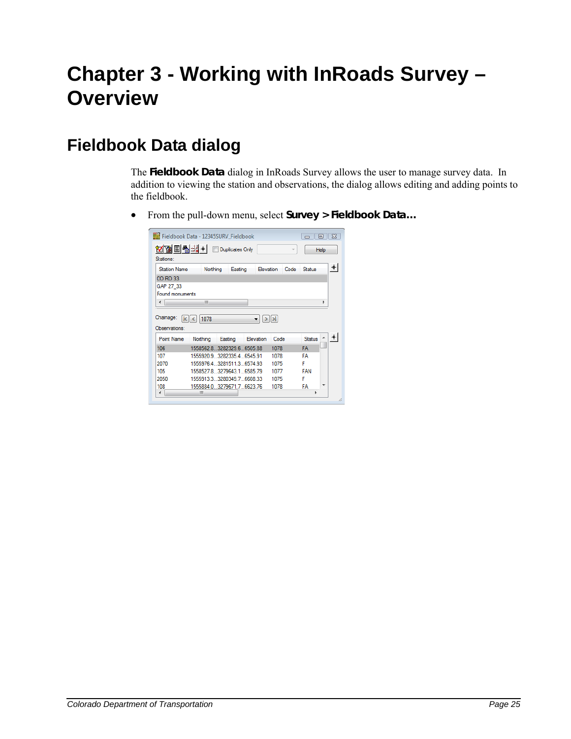# Chapter 3 - Working with InRoads Survey – Overview

## Fieldbook Data dialog

The **Fieldbook Data** dialog in InRoads Survey allows the user to manage survey data. In addition to viewing the station and observations, the dialog allows editing and adding points to the fieldbook.

- From the pull-down menu, select **Survey > Fieldbook Data…**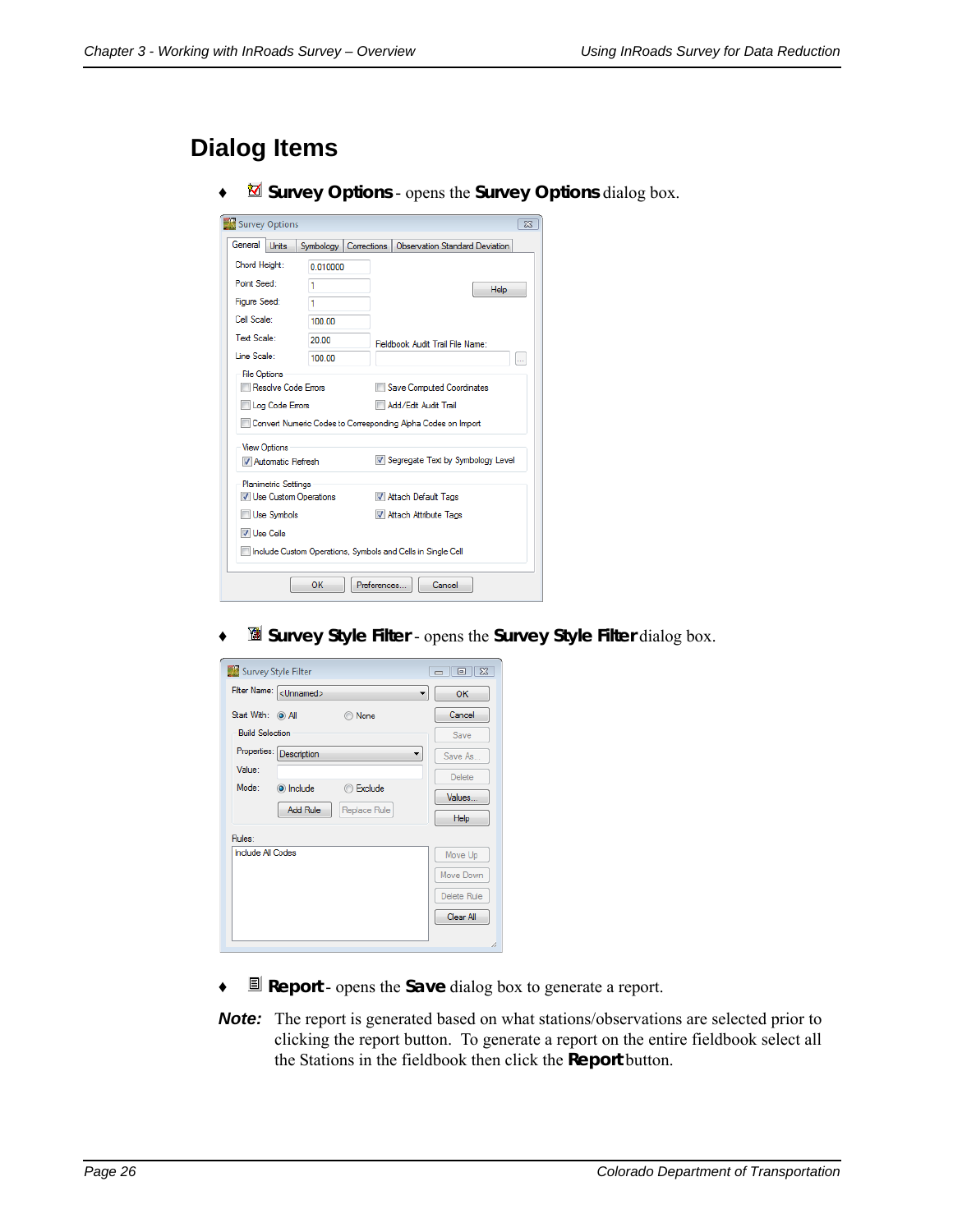# Dialog Items

- **Survey Options** - opens the **Survey Options** dialog box.

- **Survey Style Filter** - opens the **Survey Style Filter** dialog box.

- **Report** - opens the **Save** dialog box to generate a report.

***Note:*** The report is generated based on what stations/observations are selected prior to clicking the report button. To generate a report on the entire fieldbook select all the Stations in the fieldbook then click the **Report** button.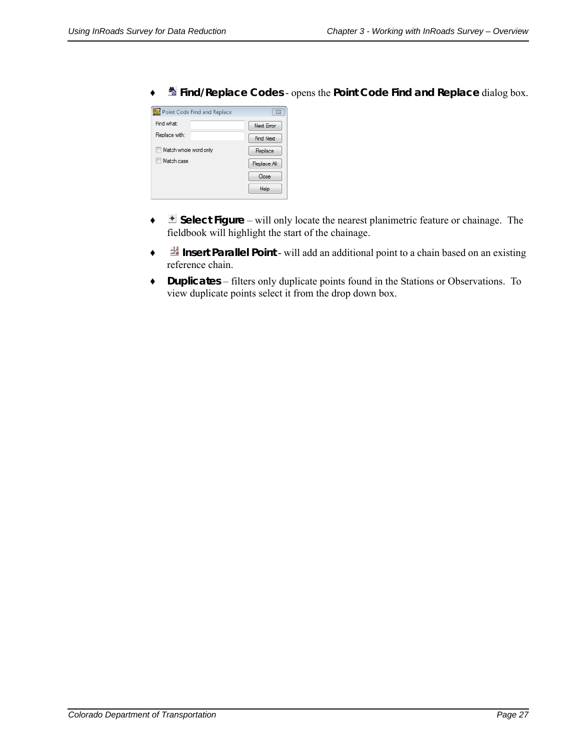- **Find/Replace Codes** - opens the **Point Code Find and Replace** dialog box.

- **Select Figure** – will only locate the nearest planimetric feature or chainage. The fieldbook will highlight the start of the chainage.
- **Insert Parallel Point** - will add an additional point to a chain based on an existing reference chain.
- **Duplicates** – filters only duplicate points found in the Stations or Observations. To view duplicate points select it from the drop down box.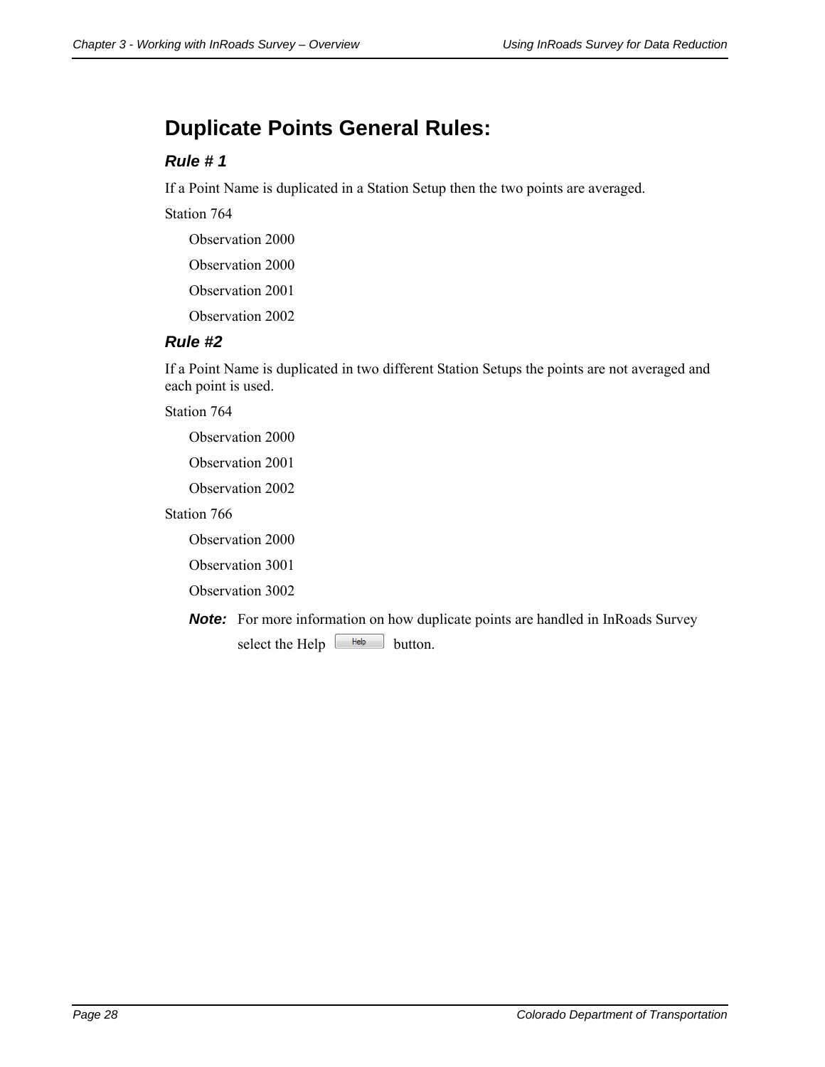# Duplicate Points General Rules:

### *Rule # 1*

If a Point Name is duplicated in a Station Setup then the two points are averaged.

Station 764

Observation 2000

Observation 2000

Observation 2001

Observation 2002

### *Rule #2*

If a Point Name is duplicated in two different Station Setups the points are not averaged and each point is used.

Station 764

Observation 2000

Observation 2001

Observation 2002

Station 766

Observation 2000

Observation 3001

Observation 3002

***Note:*** For more information on how duplicate points are handled in InRoads Survey select the Help [Help] button.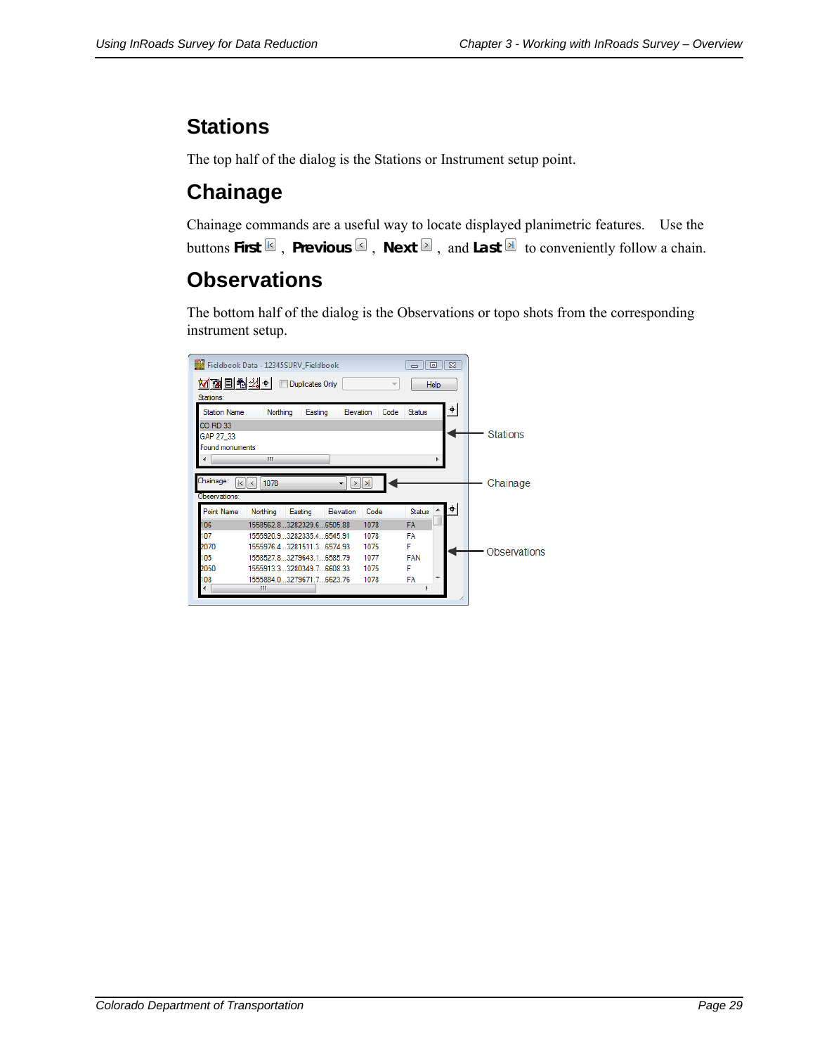## Stations

The top half of the dialog is the Stations or Instrument setup point.

## Chainage

Chainage commands are a useful way to locate displayed planimetric features. Use the buttons **First**, **Previous**, **Next**, and **Last** to conveniently follow a chain.

## Observations

The bottom half of the dialog is the Observations or topo shots from the corresponding instrument setup.